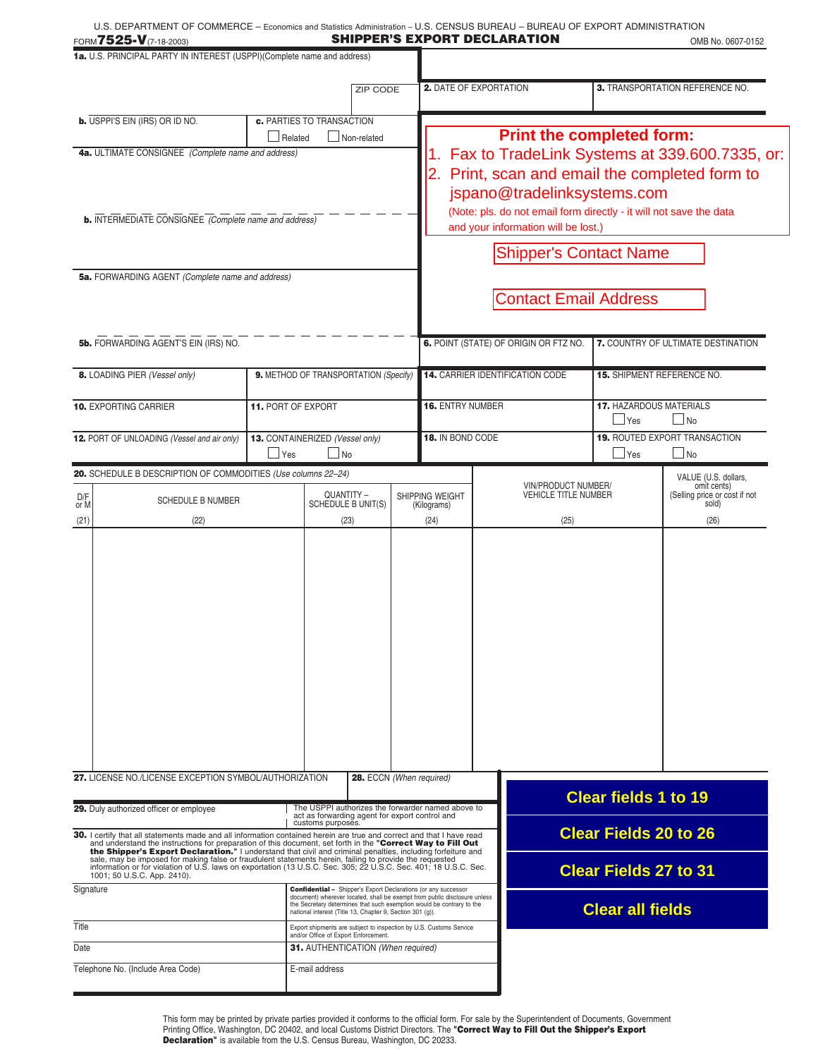U.S. DEPARTMENT OF COMMERCE – Economics and Statistics Administration – U.S. CENSUS BUREAU – BUREAU OF EXPORT ADMINISTRATION

FORM **7525-V** (7-18-2003)

# SHIPPER'S EXPORT DECLARATION

OMB No. 0607-0152

**1a.** U.S. PRINCIPAL PARTY IN INTEREST (USPPI)(Complete name and address)

ZIP CODE

**2.** DATE OF EXPORTATION

**3.** TRANSPORTATION REFERENCE NO.

**b.** USPPI'S EIN (IRS) OR ID NO.

**c.** PARTIES TO TRANSACTION

☐ Related ☐ Non-related

**Print the completed form:**

1. Fax to TradeLink Systems at 339.600.7335, or:
2. Print, scan and email the completed form to jspano@tradelinksystems.com

(Note: pls. do not email form directly - it will not save the data and your information will be lost.)

Shipper's Contact Name

Contact Email Address

**4a.** ULTIMATE CONSIGNEE *(Complete name and address)*

**b.** INTERMEDIATE CONSIGNEE *(Complete name and address)*

**5a.** FORWARDING AGENT *(Complete name and address)*

**5b.** FORWARDING AGENT'S EIN (IRS) NO.

**6.** POINT (STATE) OF ORIGIN OR FTZ NO.

**7.** COUNTRY OF ULTIMATE DESTINATION

**8.** LOADING PIER *(Vessel only)*

**9.** METHOD OF TRANSPORTATION *(Specify)*

**14.** CARRIER IDENTIFICATION CODE

**15.** SHIPMENT REFERENCE NO.

**10.** EXPORTING CARRIER

**11.** PORT OF EXPORT

**16.** ENTRY NUMBER

**17.** HAZARDOUS MATERIALS

☐ Yes ☐ No

**12.** PORT OF UNLOADING *(Vessel and air only)*

**13.** CONTAINERIZED *(Vessel only)*

☐ Yes ☐ No

**18.** IN BOND CODE

**19.** ROUTED EXPORT TRANSACTION

☐ Yes ☐ No

**20.** SCHEDULE B DESCRIPTION OF COMMODITIES *(Use columns 22–24)*

| D/F or M | SCHEDULE B NUMBER | QUANTITY – SCHEDULE B UNIT(S) | SHIPPING WEIGHT (Kilograms) | VIN/PRODUCT NUMBER/ VEHICLE TITLE NUMBER | VALUE (U.S. dollars, omit cents) (Selling price or cost if not sold) |
|---|---|---|---|---|---|
| (21) | (22) | (23) | (24) | (25) | (26) |
| | | | | | |

**27.** LICENSE NO./LICENSE EXCEPTION SYMBOL/AUTHORIZATION

**28.** ECCN *(When required)*

**29.** Duly authorized officer or employee

The USPPI authorizes the forwarder named above to act as forwarding agent for export control and customs purposes.

**30.** I certify that all statements made and all information contained herein are true and correct and that I have read and understand the instructions for preparation of this document, set forth in the **"Correct Way to Fill Out the Shipper's Export Declaration."** I understand that civil and criminal penalties, including forfeiture and sale, may be imposed for making false or fraudulent statements herein, failing to provide the requested information or for violation of U.S. laws on exportation (13 U.S.C. Sec. 305; 22 U.S.C. Sec. 401; 18 U.S.C. Sec. 1001; 50 U.S.C. App. 2410).

Signature

**Confidential –** Shipper's Export Declarations (or any successor document) wherever located, shall be exempt from public disclosure unless the Secretary determines that such exemption would be contrary to the national interest (Title 13, Chapter 9, Section 301 (g)).

Title

Export shipments are subject to inspection by U.S. Customs Service and/or Office of Export Enforcement.

Date

**31.** AUTHENTICATION *(When required)*

Telephone No. (Include Area Code)

E-mail address

**Clear fields 1 to 19**

**Clear Fields 20 to 26**

**Clear Fields 27 to 31**

**Clear all fields**

This form may be printed by private parties provided it conforms to the official form. For sale by the Superintendent of Documents, Government Printing Office, Washington, DC 20402, and local Customs District Directors. The **"Correct Way to Fill Out the Shipper's Export Declaration"** is available from the U.S. Census Bureau, Washington, DC 20233.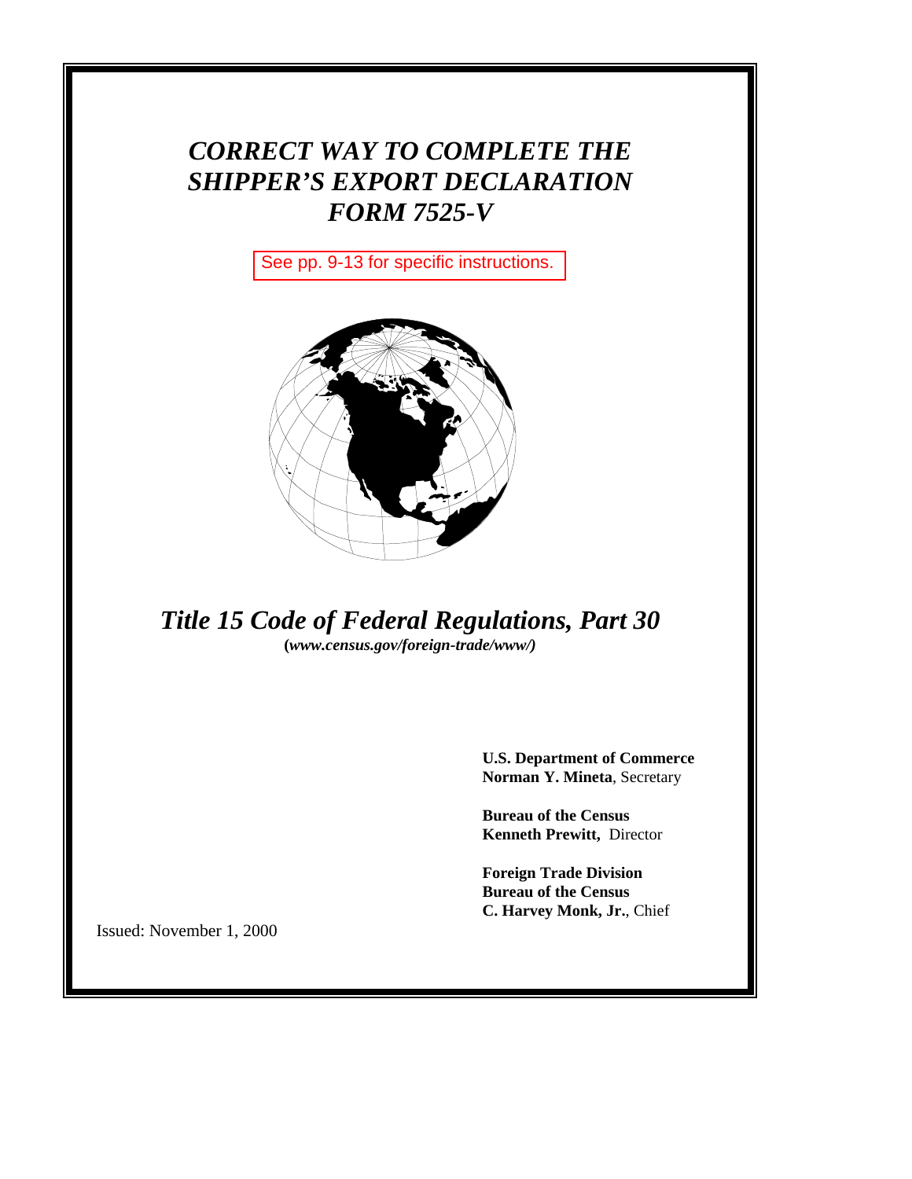# *CORRECT WAY TO COMPLETE THE SHIPPER'S EXPORT DECLARATION FORM 7525-V*

See pp. 9-13 for specific instructions.

## *Title 15 Code of Federal Regulations, Part 30*

**(*www.census.gov/foreign-trade/www/)***

**U.S. Department of Commerce**
**Norman Y. Mineta**, Secretary

**Bureau of the Census**
**Kenneth Prewitt,** Director

**Foreign Trade Division**
**Bureau of the Census**
**C. Harvey Monk, Jr.**, Chief

Issued: November 1, 2000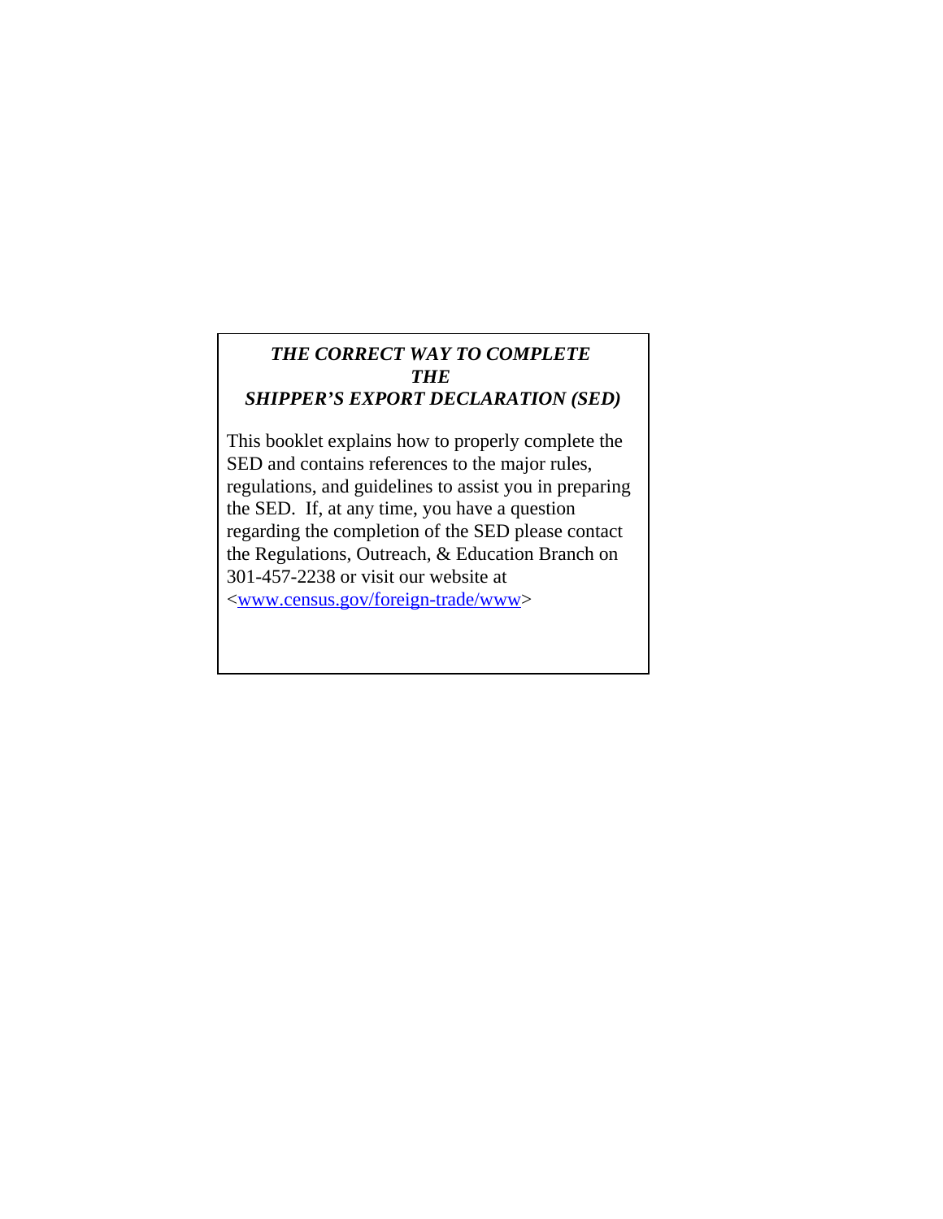# *THE CORRECT WAY TO COMPLETE THE SHIPPER'S EXPORT DECLARATION (SED)*

This booklet explains how to properly complete the SED and contains references to the major rules, regulations, and guidelines to assist you in preparing the SED. If, at any time, you have a question regarding the completion of the SED please contact the Regulations, Outreach, & Education Branch on 301-457-2238 or visit our website at <www.census.gov/foreign-trade/www>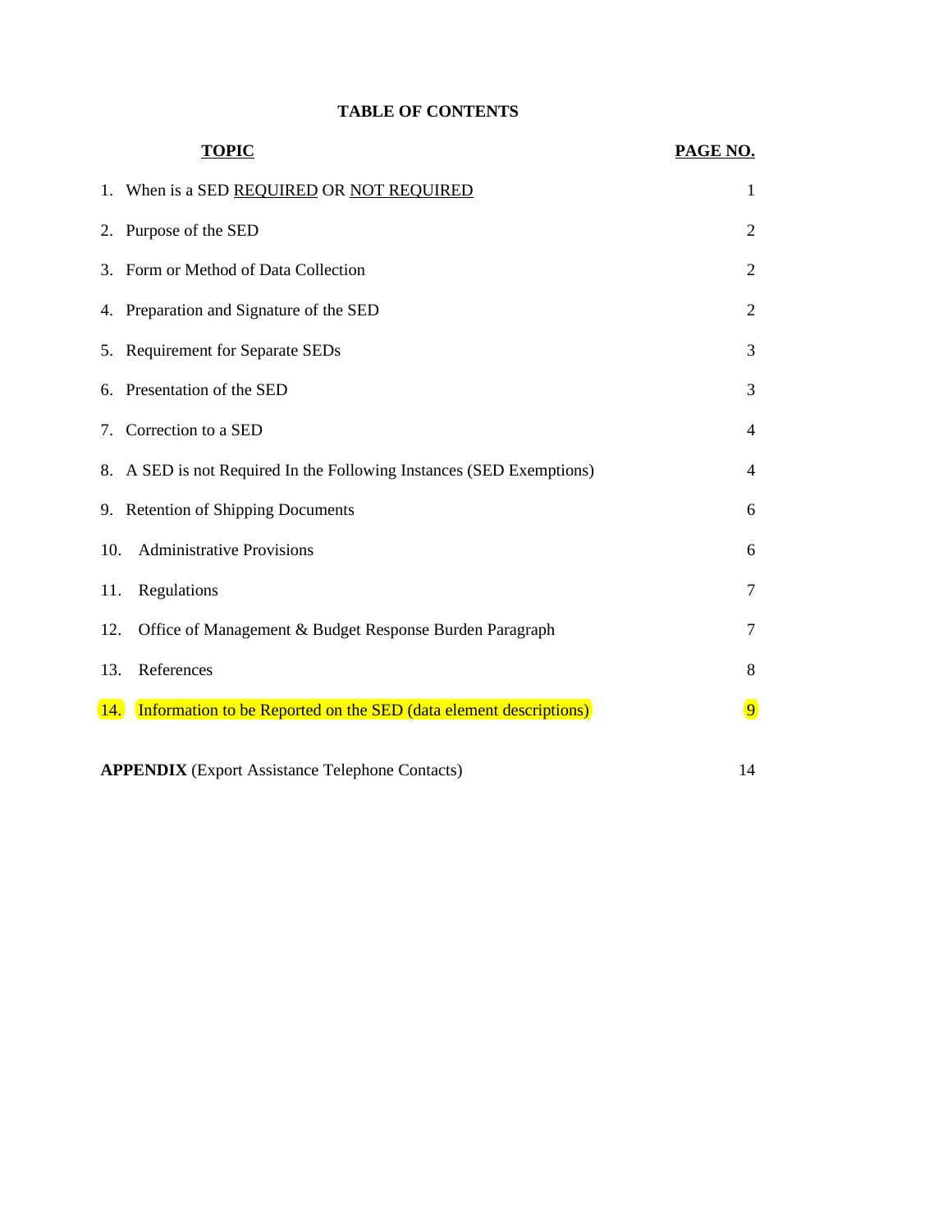**TABLE OF CONTENTS**

| TOPIC | PAGE NO. |
|---|---|
| 1. When is a SED REQUIRED OR NOT REQUIRED | 1 |
| 2. Purpose of the SED | 2 |
| 3. Form or Method of Data Collection | 2 |
| 4. Preparation and Signature of the SED | 2 |
| 5. Requirement for Separate SEDs | 3 |
| 6. Presentation of the SED | 3 |
| 7. Correction to a SED | 4 |
| 8. A SED is not Required In the Following Instances (SED Exemptions) | 4 |
| 9. Retention of Shipping Documents | 6 |
| 10. Administrative Provisions | 6 |
| 11. Regulations | 7 |
| 12. Office of Management & Budget Response Burden Paragraph | 7 |
| 13. References | 8 |
| 14. Information to be Reported on the SED (data element descriptions) | 9 |
| **APPENDIX** (Export Assistance Telephone Contacts) | 14 |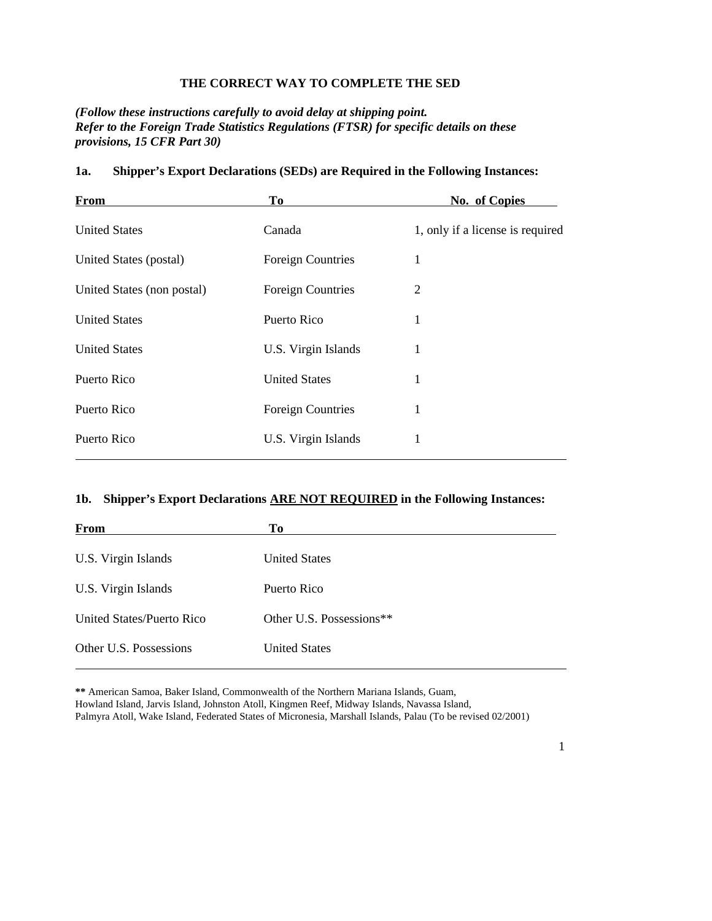**THE CORRECT WAY TO COMPLETE THE SED**

***(Follow these instructions carefully to avoid delay at shipping point. Refer to the Foreign Trade Statistics Regulations (FTSR) for specific details on these provisions, 15 CFR Part 30)***

**1a. Shipper's Export Declarations (SEDs) are Required in the Following Instances:**

| From | To | No. of Copies |
| --- | --- | --- |
| United States | Canada | 1, only if a license is required |
| United States (postal) | Foreign Countries | 1 |
| United States (non postal) | Foreign Countries | 2 |
| United States | Puerto Rico | 1 |
| United States | U.S. Virgin Islands | 1 |
| Puerto Rico | United States | 1 |
| Puerto Rico | Foreign Countries | 1 |
| Puerto Rico | U.S. Virgin Islands | 1 |

**1b. Shipper's Export Declarations <u>ARE NOT REQUIRED</u> in the Following Instances:**

| From | To |
| --- | --- |
| U.S. Virgin Islands | United States |
| U.S. Virgin Islands | Puerto Rico |
| United States/Puerto Rico | Other U.S. Possessions** |
| Other U.S. Possessions | United States |

**\*\*** American Samoa, Baker Island, Commonwealth of the Northern Mariana Islands, Guam, Howland Island, Jarvis Island, Johnston Atoll, Kingmen Reef, Midway Islands, Navassa Island, Palmyra Atoll, Wake Island, Federated States of Micronesia, Marshall Islands, Palau (To be revised 02/2001)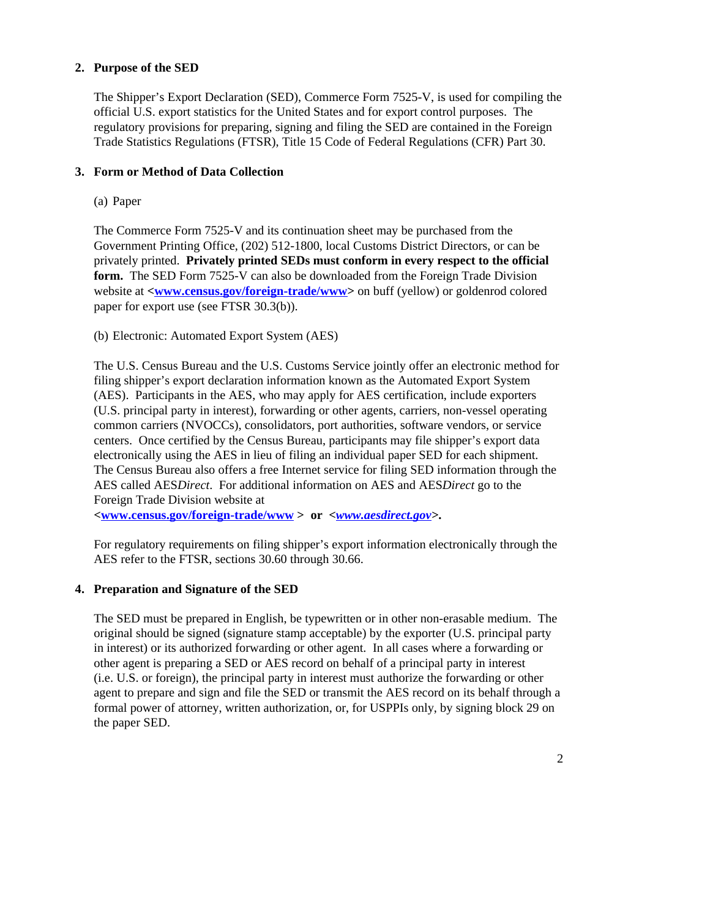## 2. Purpose of the SED

The Shipper's Export Declaration (SED), Commerce Form 7525-V, is used for compiling the official U.S. export statistics for the United States and for export control purposes. The regulatory provisions for preparing, signing and filing the SED are contained in the Foreign Trade Statistics Regulations (FTSR), Title 15 Code of Federal Regulations (CFR) Part 30.

## 3. Form or Method of Data Collection

(a) Paper

The Commerce Form 7525-V and its continuation sheet may be purchased from the Government Printing Office, (202) 512-1800, local Customs District Directors, or can be privately printed. **Privately printed SEDs must conform in every respect to the official form.** The SED Form 7525-V can also be downloaded from the Foreign Trade Division website at **<www.census.gov/foreign-trade/www>** on buff (yellow) or goldenrod colored paper for export use (see FTSR 30.3(b)).

(b) Electronic: Automated Export System (AES)

The U.S. Census Bureau and the U.S. Customs Service jointly offer an electronic method for filing shipper's export declaration information known as the Automated Export System (AES). Participants in the AES, who may apply for AES certification, include exporters (U.S. principal party in interest), forwarding or other agents, carriers, non-vessel operating common carriers (NVOCCs), consolidators, port authorities, software vendors, or service centers. Once certified by the Census Bureau, participants may file shipper's export data electronically using the AES in lieu of filing an individual paper SED for each shipment. The Census Bureau also offers a free Internet service for filing SED information through the AES called AES*Direct*. For additional information on AES and AES*Direct* go to the Foreign Trade Division website at **<www.census.gov/foreign-trade/www > or <*www.aesdirect.gov*>.**

For regulatory requirements on filing shipper's export information electronically through the AES refer to the FTSR, sections 30.60 through 30.66.

## 4. Preparation and Signature of the SED

The SED must be prepared in English, be typewritten or in other non-erasable medium. The original should be signed (signature stamp acceptable) by the exporter (U.S. principal party in interest) or its authorized forwarding or other agent. In all cases where a forwarding or other agent is preparing a SED or AES record on behalf of a principal party in interest (i.e. U.S. or foreign), the principal party in interest must authorize the forwarding or other agent to prepare and sign and file the SED or transmit the AES record on its behalf through a formal power of attorney, written authorization, or, for USPPIs only, by signing block 29 on the paper SED.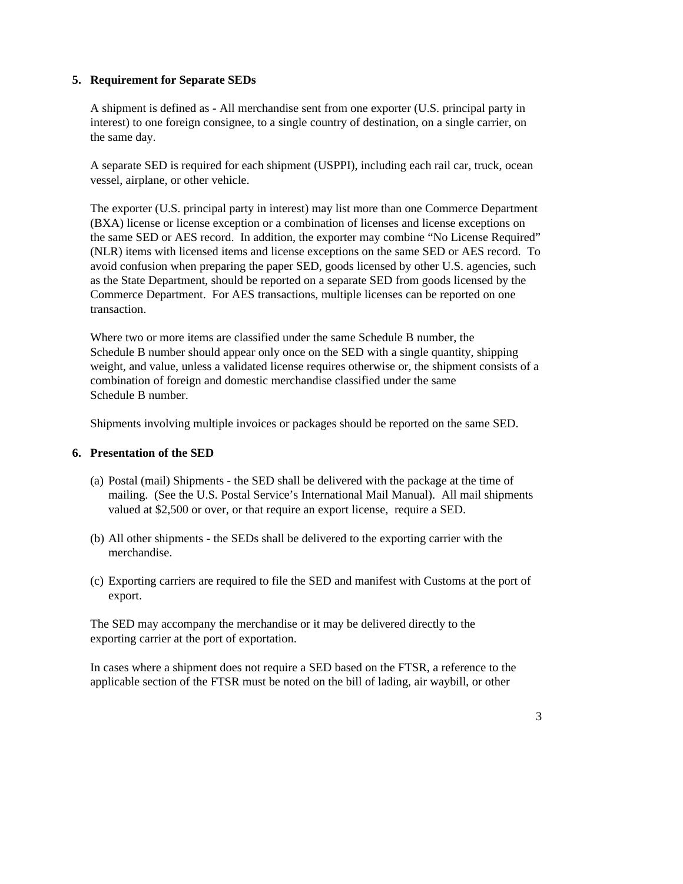## 5. Requirement for Separate SEDs

A shipment is defined as - All merchandise sent from one exporter (U.S. principal party in interest) to one foreign consignee, to a single country of destination, on a single carrier, on the same day.

A separate SED is required for each shipment (USPPI), including each rail car, truck, ocean vessel, airplane, or other vehicle.

The exporter (U.S. principal party in interest) may list more than one Commerce Department (BXA) license or license exception or a combination of licenses and license exceptions on the same SED or AES record. In addition, the exporter may combine "No License Required" (NLR) items with licensed items and license exceptions on the same SED or AES record. To avoid confusion when preparing the paper SED, goods licensed by other U.S. agencies, such as the State Department, should be reported on a separate SED from goods licensed by the Commerce Department. For AES transactions, multiple licenses can be reported on one transaction.

Where two or more items are classified under the same Schedule B number, the Schedule B number should appear only once on the SED with a single quantity, shipping weight, and value, unless a validated license requires otherwise or, the shipment consists of a combination of foreign and domestic merchandise classified under the same Schedule B number.

Shipments involving multiple invoices or packages should be reported on the same SED.

## 6. Presentation of the SED

(a) Postal (mail) Shipments - the SED shall be delivered with the package at the time of mailing. (See the U.S. Postal Service's International Mail Manual). All mail shipments valued at $2,500 or over, or that require an export license, require a SED.

(b) All other shipments - the SEDs shall be delivered to the exporting carrier with the merchandise.

(c) Exporting carriers are required to file the SED and manifest with Customs at the port of export.

The SED may accompany the merchandise or it may be delivered directly to the exporting carrier at the port of exportation.

In cases where a shipment does not require a SED based on the FTSR, a reference to the applicable section of the FTSR must be noted on the bill of lading, air waybill, or other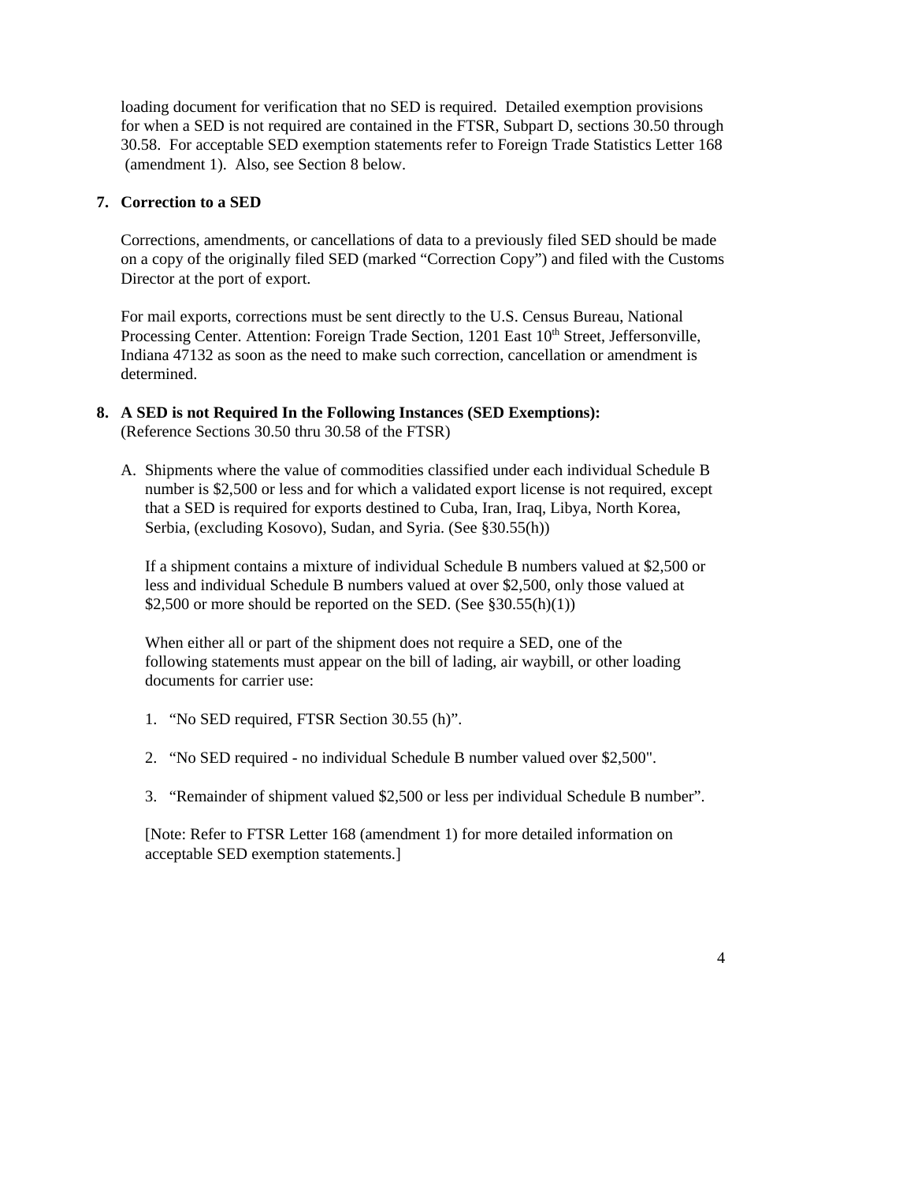loading document for verification that no SED is required. Detailed exemption provisions for when a SED is not required are contained in the FTSR, Subpart D, sections 30.50 through 30.58. For acceptable SED exemption statements refer to Foreign Trade Statistics Letter 168 (amendment 1). Also, see Section 8 below.

**7. Correction to a SED**

Corrections, amendments, or cancellations of data to a previously filed SED should be made on a copy of the originally filed SED (marked "Correction Copy") and filed with the Customs Director at the port of export.

For mail exports, corrections must be sent directly to the U.S. Census Bureau, National Processing Center. Attention: Foreign Trade Section, 1201 East 10th Street, Jeffersonville, Indiana 47132 as soon as the need to make such correction, cancellation or amendment is determined.

**8. A SED is not Required In the Following Instances (SED Exemptions):**
(Reference Sections 30.50 thru 30.58 of the FTSR)

A. Shipments where the value of commodities classified under each individual Schedule B number is $2,500 or less and for which a validated export license is not required, except that a SED is required for exports destined to Cuba, Iran, Iraq, Libya, North Korea, Serbia, (excluding Kosovo), Sudan, and Syria. (See §30.55(h))

If a shipment contains a mixture of individual Schedule B numbers valued at $2,500 or less and individual Schedule B numbers valued at over $2,500, only those valued at $2,500 or more should be reported on the SED. (See §30.55(h)(1))

When either all or part of the shipment does not require a SED, one of the following statements must appear on the bill of lading, air waybill, or other loading documents for carrier use:

1. "No SED required, FTSR Section 30.55 (h)".

2. "No SED required - no individual Schedule B number valued over $2,500".

3. "Remainder of shipment valued $2,500 or less per individual Schedule B number".

[Note: Refer to FTSR Letter 168 (amendment 1) for more detailed information on acceptable SED exemption statements.]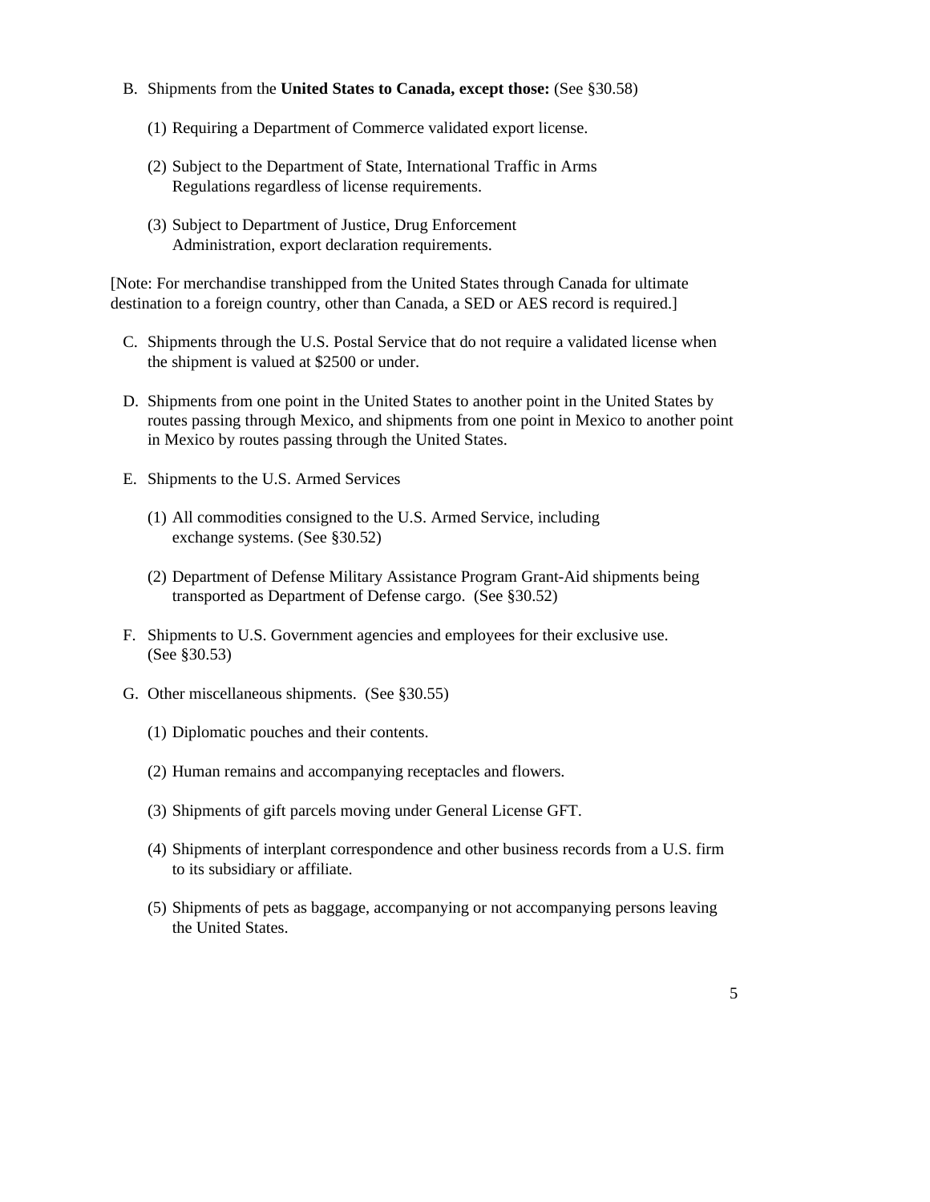B. Shipments from the **United States to Canada, except those:** (See §30.58)

   (1) Requiring a Department of Commerce validated export license.

   (2) Subject to the Department of State, International Traffic in Arms Regulations regardless of license requirements.

   (3) Subject to Department of Justice, Drug Enforcement Administration, export declaration requirements.

[Note: For merchandise transhipped from the United States through Canada for ultimate destination to a foreign country, other than Canada, a SED or AES record is required.]

C. Shipments through the U.S. Postal Service that do not require a validated license when the shipment is valued at $2500 or under.

D. Shipments from one point in the United States to another point in the United States by routes passing through Mexico, and shipments from one point in Mexico to another point in Mexico by routes passing through the United States.

E. Shipments to the U.S. Armed Services

   (1) All commodities consigned to the U.S. Armed Service, including exchange systems. (See §30.52)

   (2) Department of Defense Military Assistance Program Grant-Aid shipments being transported as Department of Defense cargo. (See §30.52)

F. Shipments to U.S. Government agencies and employees for their exclusive use. (See §30.53)

G. Other miscellaneous shipments. (See §30.55)

   (1) Diplomatic pouches and their contents.

   (2) Human remains and accompanying receptacles and flowers.

   (3) Shipments of gift parcels moving under General License GFT.

   (4) Shipments of interplant correspondence and other business records from a U.S. firm to its subsidiary or affiliate.

   (5) Shipments of pets as baggage, accompanying or not accompanying persons leaving the United States.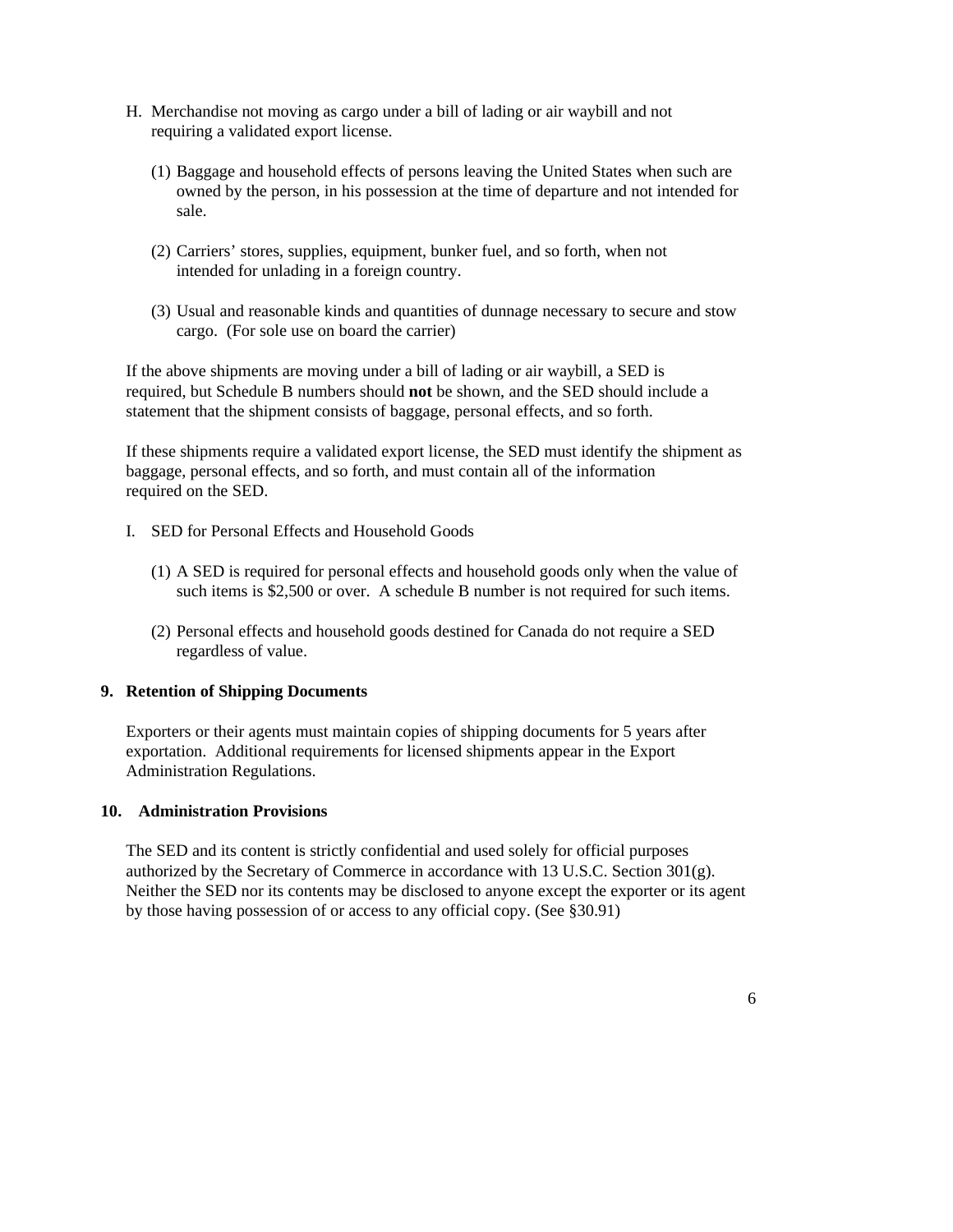H. Merchandise not moving as cargo under a bill of lading or air waybill and not requiring a validated export license.

   (1) Baggage and household effects of persons leaving the United States when such are owned by the person, in his possession at the time of departure and not intended for sale.

   (2) Carriers' stores, supplies, equipment, bunker fuel, and so forth, when not intended for unlading in a foreign country.

   (3) Usual and reasonable kinds and quantities of dunnage necessary to secure and stow cargo. (For sole use on board the carrier)

If the above shipments are moving under a bill of lading or air waybill, a SED is required, but Schedule B numbers should **not** be shown, and the SED should include a statement that the shipment consists of baggage, personal effects, and so forth.

If these shipments require a validated export license, the SED must identify the shipment as baggage, personal effects, and so forth, and must contain all of the information required on the SED.

I. SED for Personal Effects and Household Goods

   (1) A SED is required for personal effects and household goods only when the value of such items is $2,500 or over. A schedule B number is not required for such items.

   (2) Personal effects and household goods destined for Canada do not require a SED regardless of value.

**9. Retention of Shipping Documents**

Exporters or their agents must maintain copies of shipping documents for 5 years after exportation. Additional requirements for licensed shipments appear in the Export Administration Regulations.

**10. Administration Provisions**

The SED and its content is strictly confidential and used solely for official purposes authorized by the Secretary of Commerce in accordance with 13 U.S.C. Section 301(g). Neither the SED nor its contents may be disclosed to anyone except the exporter or its agent by those having possession of or access to any official copy. (See §30.91)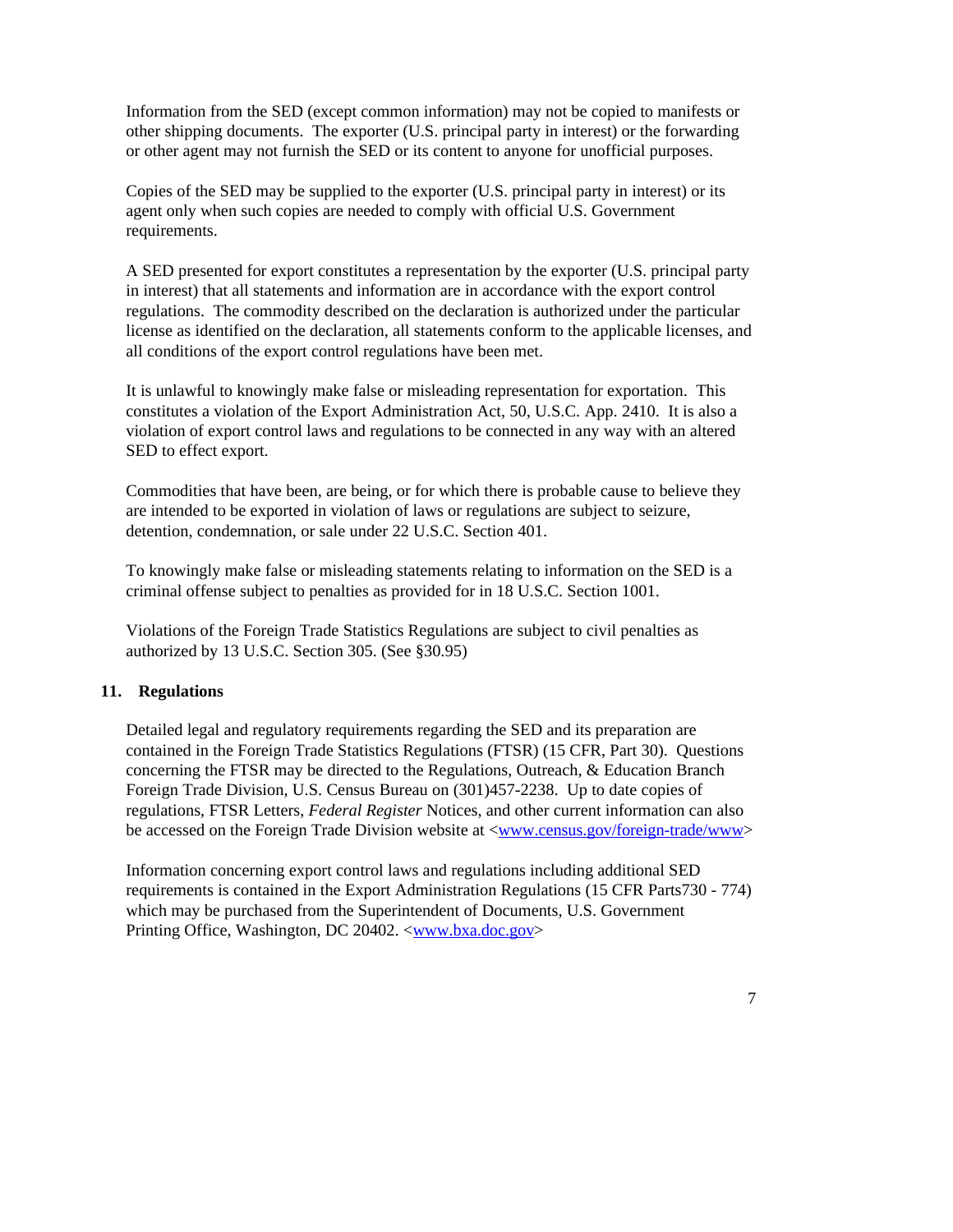Information from the SED (except common information) may not be copied to manifests or other shipping documents. The exporter (U.S. principal party in interest) or the forwarding or other agent may not furnish the SED or its content to anyone for unofficial purposes.

Copies of the SED may be supplied to the exporter (U.S. principal party in interest) or its agent only when such copies are needed to comply with official U.S. Government requirements.

A SED presented for export constitutes a representation by the exporter (U.S. principal party in interest) that all statements and information are in accordance with the export control regulations. The commodity described on the declaration is authorized under the particular license as identified on the declaration, all statements conform to the applicable licenses, and all conditions of the export control regulations have been met.

It is unlawful to knowingly make false or misleading representation for exportation. This constitutes a violation of the Export Administration Act, 50, U.S.C. App. 2410. It is also a violation of export control laws and regulations to be connected in any way with an altered SED to effect export.

Commodities that have been, are being, or for which there is probable cause to believe they are intended to be exported in violation of laws or regulations are subject to seizure, detention, condemnation, or sale under 22 U.S.C. Section 401.

To knowingly make false or misleading statements relating to information on the SED is a criminal offense subject to penalties as provided for in 18 U.S.C. Section 1001.

Violations of the Foreign Trade Statistics Regulations are subject to civil penalties as authorized by 13 U.S.C. Section 305. (See §30.95)

## 11. Regulations

Detailed legal and regulatory requirements regarding the SED and its preparation are contained in the Foreign Trade Statistics Regulations (FTSR) (15 CFR, Part 30). Questions concerning the FTSR may be directed to the Regulations, Outreach, & Education Branch Foreign Trade Division, U.S. Census Bureau on (301)457-2238. Up to date copies of regulations, FTSR Letters, *Federal Register* Notices, and other current information can also be accessed on the Foreign Trade Division website at <www.census.gov/foreign-trade/www>

Information concerning export control laws and regulations including additional SED requirements is contained in the Export Administration Regulations (15 CFR Parts730 - 774) which may be purchased from the Superintendent of Documents, U.S. Government Printing Office, Washington, DC 20402. <www.bxa.doc.gov>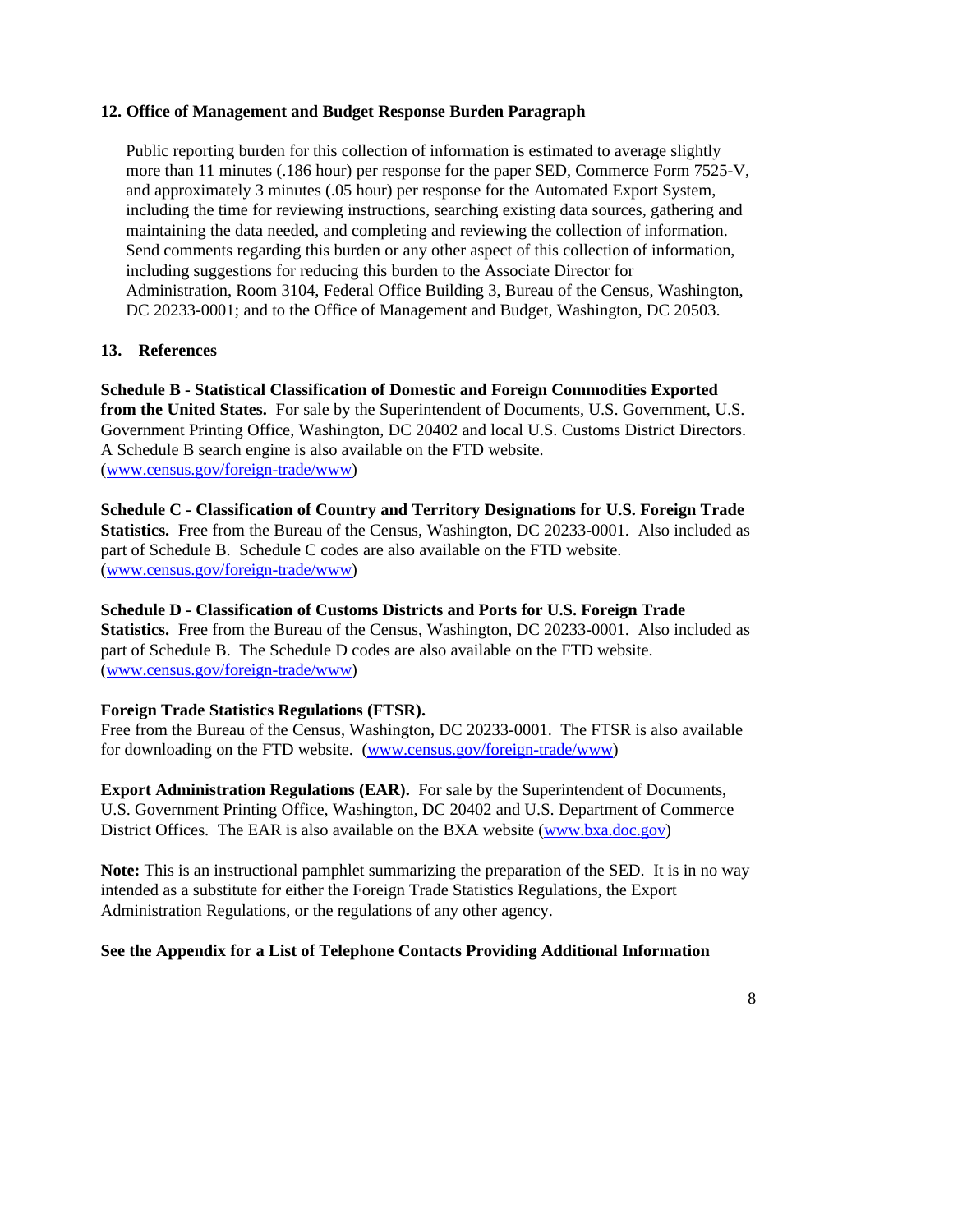## 12. Office of Management and Budget Response Burden Paragraph

Public reporting burden for this collection of information is estimated to average slightly more than 11 minutes (.186 hour) per response for the paper SED, Commerce Form 7525-V, and approximately 3 minutes (.05 hour) per response for the Automated Export System, including the time for reviewing instructions, searching existing data sources, gathering and maintaining the data needed, and completing and reviewing the collection of information. Send comments regarding this burden or any other aspect of this collection of information, including suggestions for reducing this burden to the Associate Director for Administration, Room 3104, Federal Office Building 3, Bureau of the Census, Washington, DC 20233-0001; and to the Office of Management and Budget, Washington, DC 20503.

## 13. References

**Schedule B - Statistical Classification of Domestic and Foreign Commodities Exported from the United States.** For sale by the Superintendent of Documents, U.S. Government, U.S. Government Printing Office, Washington, DC 20402 and local U.S. Customs District Directors. A Schedule B search engine is also available on the FTD website. (www.census.gov/foreign-trade/www)

**Schedule C - Classification of Country and Territory Designations for U.S. Foreign Trade Statistics.** Free from the Bureau of the Census, Washington, DC 20233-0001. Also included as part of Schedule B. Schedule C codes are also available on the FTD website. (www.census.gov/foreign-trade/www)

**Schedule D - Classification of Customs Districts and Ports for U.S. Foreign Trade Statistics.** Free from the Bureau of the Census, Washington, DC 20233-0001. Also included as part of Schedule B. The Schedule D codes are also available on the FTD website. (www.census.gov/foreign-trade/www)

**Foreign Trade Statistics Regulations (FTSR).**
Free from the Bureau of the Census, Washington, DC 20233-0001. The FTSR is also available for downloading on the FTD website. (www.census.gov/foreign-trade/www)

**Export Administration Regulations (EAR).** For sale by the Superintendent of Documents, U.S. Government Printing Office, Washington, DC 20402 and U.S. Department of Commerce District Offices. The EAR is also available on the BXA website (www.bxa.doc.gov)

**Note:** This is an instructional pamphlet summarizing the preparation of the SED. It is in no way intended as a substitute for either the Foreign Trade Statistics Regulations, the Export Administration Regulations, or the regulations of any other agency.

**See the Appendix for a List of Telephone Contacts Providing Additional Information**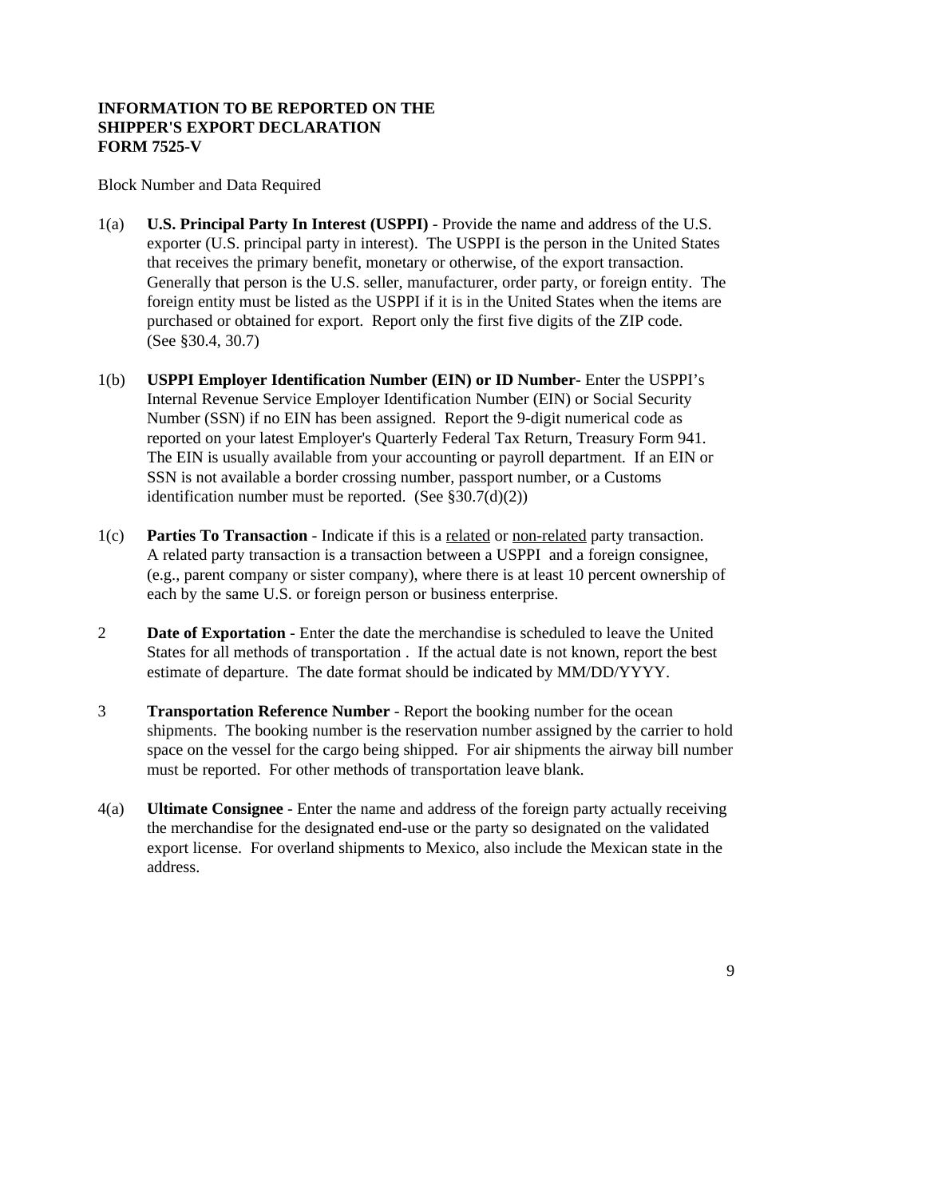**INFORMATION TO BE REPORTED ON THE SHIPPER'S EXPORT DECLARATION FORM 7525-V**

Block Number and Data Required

1(a) **U.S. Principal Party In Interest (USPPI)** - Provide the name and address of the U.S. exporter (U.S. principal party in interest). The USPPI is the person in the United States that receives the primary benefit, monetary or otherwise, of the export transaction. Generally that person is the U.S. seller, manufacturer, order party, or foreign entity. The foreign entity must be listed as the USPPI if it is in the United States when the items are purchased or obtained for export. Report only the first five digits of the ZIP code. (See §30.4, 30.7)

1(b) **USPPI Employer Identification Number (EIN) or ID Number**- Enter the USPPI's Internal Revenue Service Employer Identification Number (EIN) or Social Security Number (SSN) if no EIN has been assigned. Report the 9-digit numerical code as reported on your latest Employer's Quarterly Federal Tax Return, Treasury Form 941. The EIN is usually available from your accounting or payroll department. If an EIN or SSN is not available a border crossing number, passport number, or a Customs identification number must be reported. (See §30.7(d)(2))

1(c) **Parties To Transaction** - Indicate if this is a related or non-related party transaction. A related party transaction is a transaction between a USPPI and a foreign consignee, (e.g., parent company or sister company), where there is at least 10 percent ownership of each by the same U.S. or foreign person or business enterprise.

2 **Date of Exportation** - Enter the date the merchandise is scheduled to leave the United States for all methods of transportation . If the actual date is not known, report the best estimate of departure. The date format should be indicated by MM/DD/YYYY.

3 **Transportation Reference Number** - Report the booking number for the ocean shipments. The booking number is the reservation number assigned by the carrier to hold space on the vessel for the cargo being shipped. For air shipments the airway bill number must be reported. For other methods of transportation leave blank.

4(a) **Ultimate Consignee** - Enter the name and address of the foreign party actually receiving the merchandise for the designated end-use or the party so designated on the validated export license. For overland shipments to Mexico, also include the Mexican state in the address.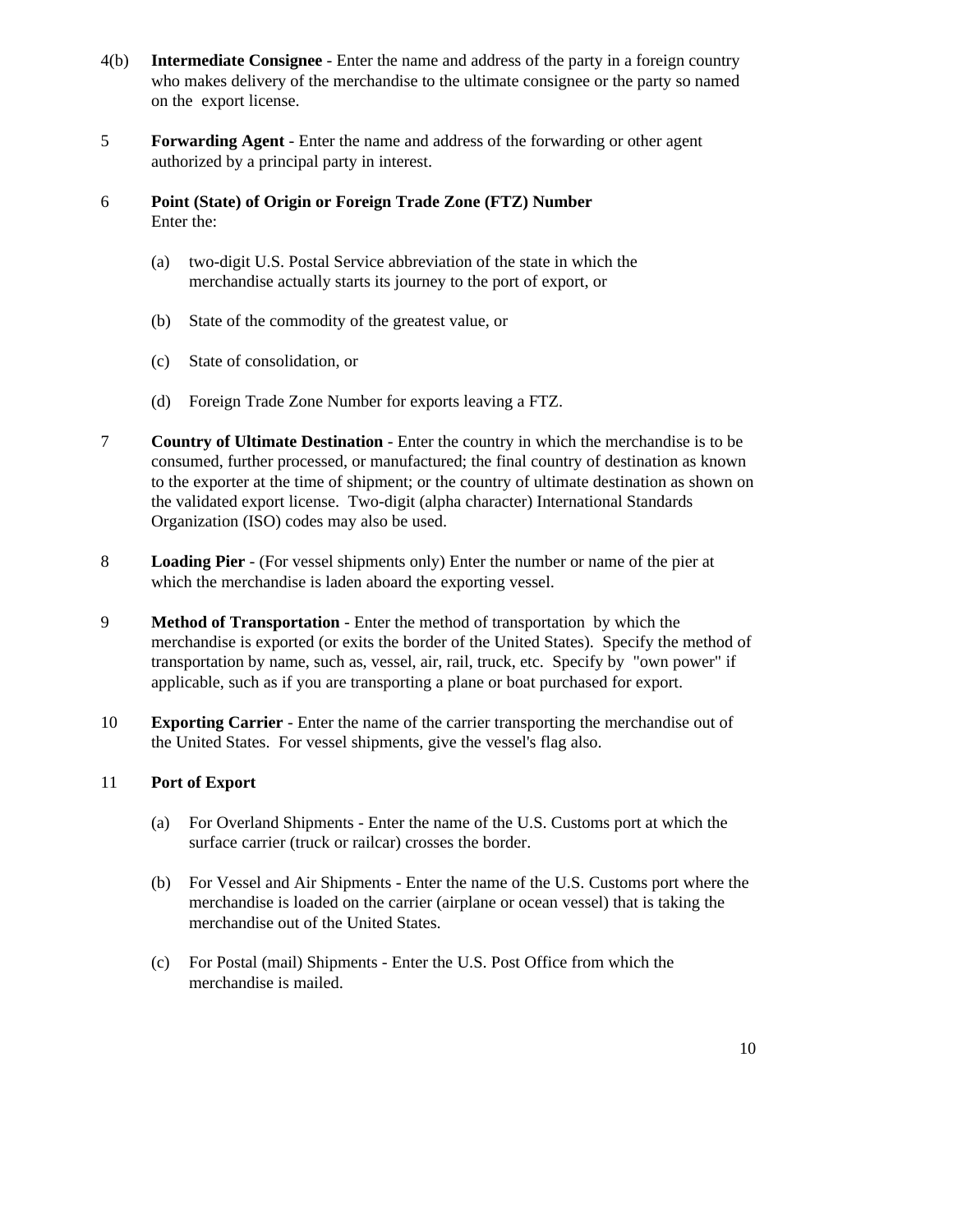4(b) **Intermediate Consignee** - Enter the name and address of the party in a foreign country who makes delivery of the merchandise to the ultimate consignee or the party so named on the export license.

5 **Forwarding Agent** - Enter the name and address of the forwarding or other agent authorized by a principal party in interest.

6 **Point (State) of Origin or Foreign Trade Zone (FTZ) Number**
Enter the:

(a) two-digit U.S. Postal Service abbreviation of the state in which the merchandise actually starts its journey to the port of export, or

(b) State of the commodity of the greatest value, or

(c) State of consolidation, or

(d) Foreign Trade Zone Number for exports leaving a FTZ.

7 **Country of Ultimate Destination** - Enter the country in which the merchandise is to be consumed, further processed, or manufactured; the final country of destination as known to the exporter at the time of shipment; or the country of ultimate destination as shown on the validated export license. Two-digit (alpha character) International Standards Organization (ISO) codes may also be used.

8 **Loading Pier** - (For vessel shipments only) Enter the number or name of the pier at which the merchandise is laden aboard the exporting vessel.

9 **Method of Transportation** - Enter the method of transportation by which the merchandise is exported (or exits the border of the United States). Specify the method of transportation by name, such as, vessel, air, rail, truck, etc. Specify by "own power" if applicable, such as if you are transporting a plane or boat purchased for export.

10 **Exporting Carrier** - Enter the name of the carrier transporting the merchandise out of the United States. For vessel shipments, give the vessel's flag also.

11 **Port of Export**

(a) For Overland Shipments - Enter the name of the U.S. Customs port at which the surface carrier (truck or railcar) crosses the border.

(b) For Vessel and Air Shipments - Enter the name of the U.S. Customs port where the merchandise is loaded on the carrier (airplane or ocean vessel) that is taking the merchandise out of the United States.

(c) For Postal (mail) Shipments - Enter the U.S. Post Office from which the merchandise is mailed.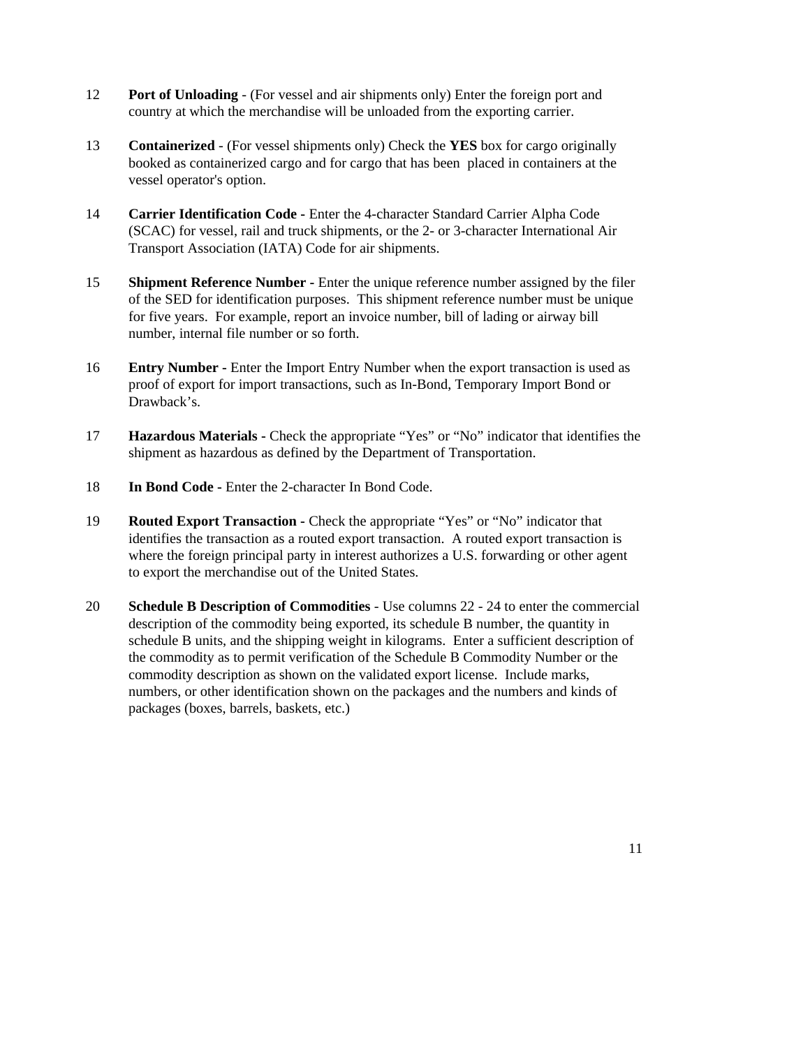12 **Port of Unloading** - (For vessel and air shipments only) Enter the foreign port and country at which the merchandise will be unloaded from the exporting carrier.

13 **Containerized** - (For vessel shipments only) Check the **YES** box for cargo originally booked as containerized cargo and for cargo that has been placed in containers at the vessel operator's option.

14 **Carrier Identification Code** - Enter the 4-character Standard Carrier Alpha Code (SCAC) for vessel, rail and truck shipments, or the 2- or 3-character International Air Transport Association (IATA) Code for air shipments.

15 **Shipment Reference Number** - Enter the unique reference number assigned by the filer of the SED for identification purposes. This shipment reference number must be unique for five years. For example, report an invoice number, bill of lading or airway bill number, internal file number or so forth.

16 **Entry Number** - Enter the Import Entry Number when the export transaction is used as proof of export for import transactions, such as In-Bond, Temporary Import Bond or Drawback's.

17 **Hazardous Materials** - Check the appropriate "Yes" or "No" indicator that identifies the shipment as hazardous as defined by the Department of Transportation.

18 **In Bond Code** - Enter the 2-character In Bond Code.

19 **Routed Export Transaction** - Check the appropriate "Yes" or "No" indicator that identifies the transaction as a routed export transaction. A routed export transaction is where the foreign principal party in interest authorizes a U.S. forwarding or other agent to export the merchandise out of the United States.

20 **Schedule B Description of Commodities** - Use columns 22 - 24 to enter the commercial description of the commodity being exported, its schedule B number, the quantity in schedule B units, and the shipping weight in kilograms. Enter a sufficient description of the commodity as to permit verification of the Schedule B Commodity Number or the commodity description as shown on the validated export license. Include marks, numbers, or other identification shown on the packages and the numbers and kinds of packages (boxes, barrels, baskets, etc.)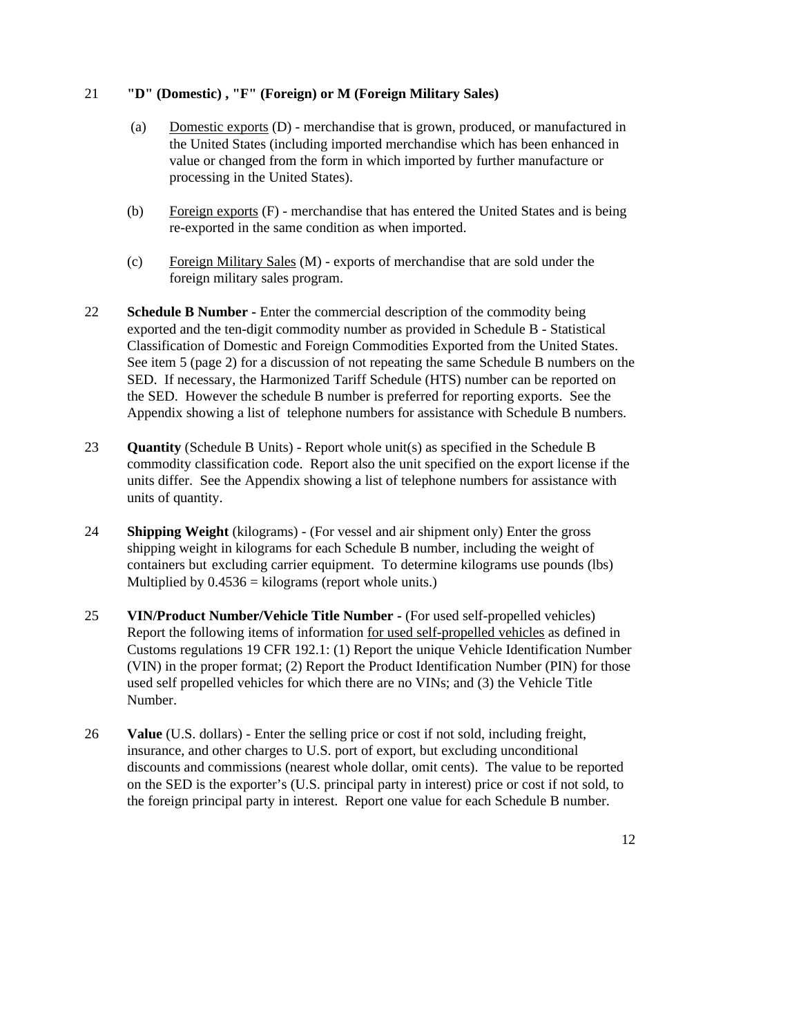21 **"D" (Domestic) , "F" (Foreign) or M (Foreign Military Sales)**

(a) Domestic exports (D) - merchandise that is grown, produced, or manufactured in the United States (including imported merchandise which has been enhanced in value or changed from the form in which imported by further manufacture or processing in the United States).

(b) Foreign exports (F) - merchandise that has entered the United States and is being re-exported in the same condition as when imported.

(c) Foreign Military Sales (M) - exports of merchandise that are sold under the foreign military sales program.

22 **Schedule B Number -** Enter the commercial description of the commodity being exported and the ten-digit commodity number as provided in Schedule B - Statistical Classification of Domestic and Foreign Commodities Exported from the United States. See item 5 (page 2) for a discussion of not repeating the same Schedule B numbers on the SED. If necessary, the Harmonized Tariff Schedule (HTS) number can be reported on the SED. However the schedule B number is preferred for reporting exports. See the Appendix showing a list of telephone numbers for assistance with Schedule B numbers.

23 **Quantity** (Schedule B Units) - Report whole unit(s) as specified in the Schedule B commodity classification code. Report also the unit specified on the export license if the units differ. See the Appendix showing a list of telephone numbers for assistance with units of quantity.

24 **Shipping Weight** (kilograms) - (For vessel and air shipment only) Enter the gross shipping weight in kilograms for each Schedule B number, including the weight of containers but excluding carrier equipment. To determine kilograms use pounds (lbs) Multiplied by 0.4536 = kilograms (report whole units.)

25 **VIN/Product Number/Vehicle Title Number -** (For used self-propelled vehicles) Report the following items of information for used self-propelled vehicles as defined in Customs regulations 19 CFR 192.1: (1) Report the unique Vehicle Identification Number (VIN) in the proper format; (2) Report the Product Identification Number (PIN) for those used self propelled vehicles for which there are no VINs; and (3) the Vehicle Title Number.

26 **Value** (U.S. dollars) - Enter the selling price or cost if not sold, including freight, insurance, and other charges to U.S. port of export, but excluding unconditional discounts and commissions (nearest whole dollar, omit cents). The value to be reported on the SED is the exporter's (U.S. principal party in interest) price or cost if not sold, to the foreign principal party in interest. Report one value for each Schedule B number.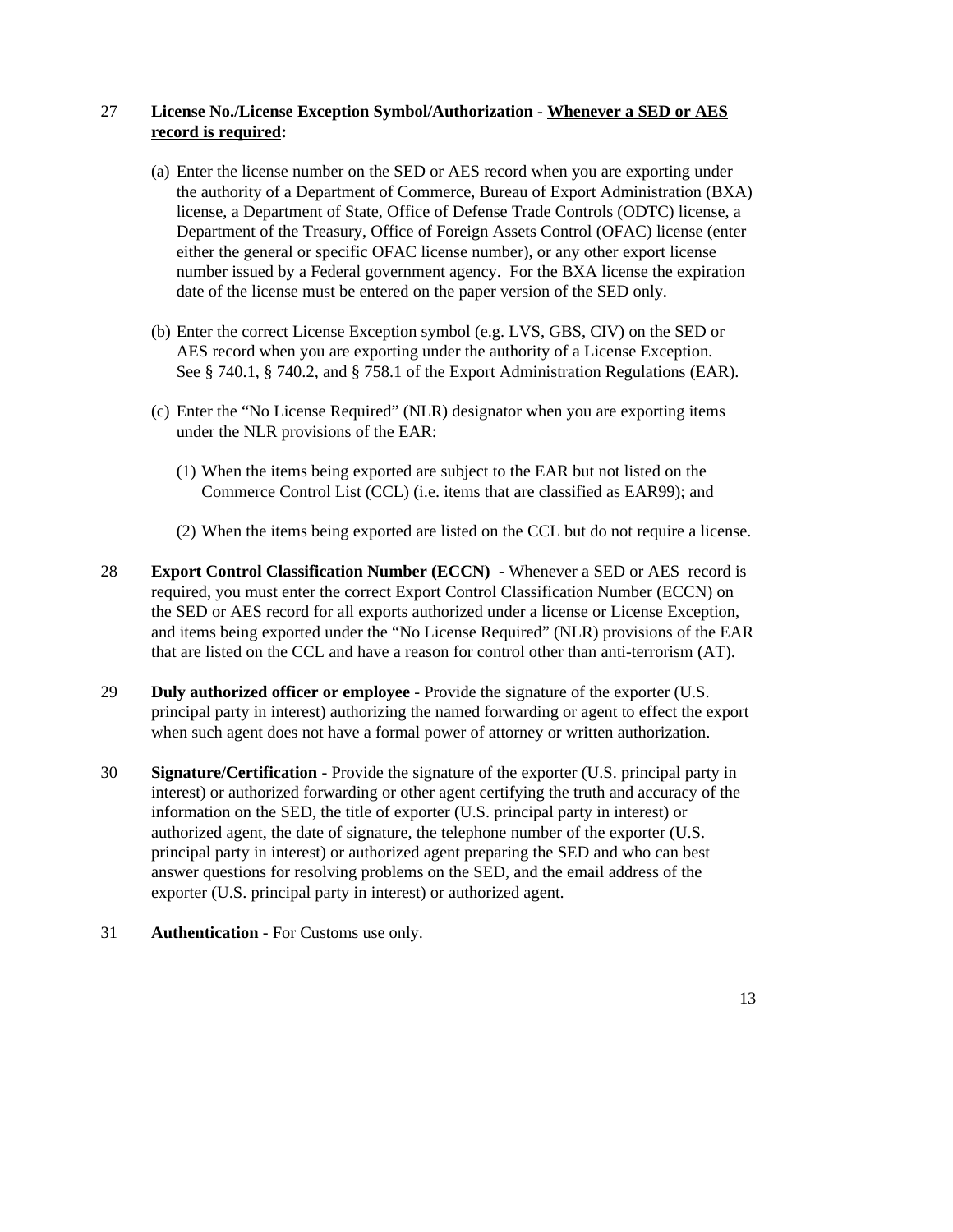27 **License No./License Exception Symbol/Authorization** - **Whenever a SED or AES record is required:**

(a) Enter the license number on the SED or AES record when you are exporting under the authority of a Department of Commerce, Bureau of Export Administration (BXA) license, a Department of State, Office of Defense Trade Controls (ODTC) license, a Department of the Treasury, Office of Foreign Assets Control (OFAC) license (enter either the general or specific OFAC license number), or any other export license number issued by a Federal government agency. For the BXA license the expiration date of the license must be entered on the paper version of the SED only.

(b) Enter the correct License Exception symbol (e.g. LVS, GBS, CIV) on the SED or AES record when you are exporting under the authority of a License Exception. See § 740.1, § 740.2, and § 758.1 of the Export Administration Regulations (EAR).

(c) Enter the "No License Required" (NLR) designator when you are exporting items under the NLR provisions of the EAR:

(1) When the items being exported are subject to the EAR but not listed on the Commerce Control List (CCL) (i.e. items that are classified as EAR99); and

(2) When the items being exported are listed on the CCL but do not require a license.

28 **Export Control Classification Number (ECCN)** - Whenever a SED or AES record is required, you must enter the correct Export Control Classification Number (ECCN) on the SED or AES record for all exports authorized under a license or License Exception, and items being exported under the "No License Required" (NLR) provisions of the EAR that are listed on the CCL and have a reason for control other than anti-terrorism (AT).

29 **Duly authorized officer or employee** - Provide the signature of the exporter (U.S. principal party in interest) authorizing the named forwarding or agent to effect the export when such agent does not have a formal power of attorney or written authorization.

30 **Signature/Certification** - Provide the signature of the exporter (U.S. principal party in interest) or authorized forwarding or other agent certifying the truth and accuracy of the information on the SED, the title of exporter (U.S. principal party in interest) or authorized agent, the date of signature, the telephone number of the exporter (U.S. principal party in interest) or authorized agent preparing the SED and who can best answer questions for resolving problems on the SED, and the email address of the exporter (U.S. principal party in interest) or authorized agent.

31 **Authentication** - For Customs use only.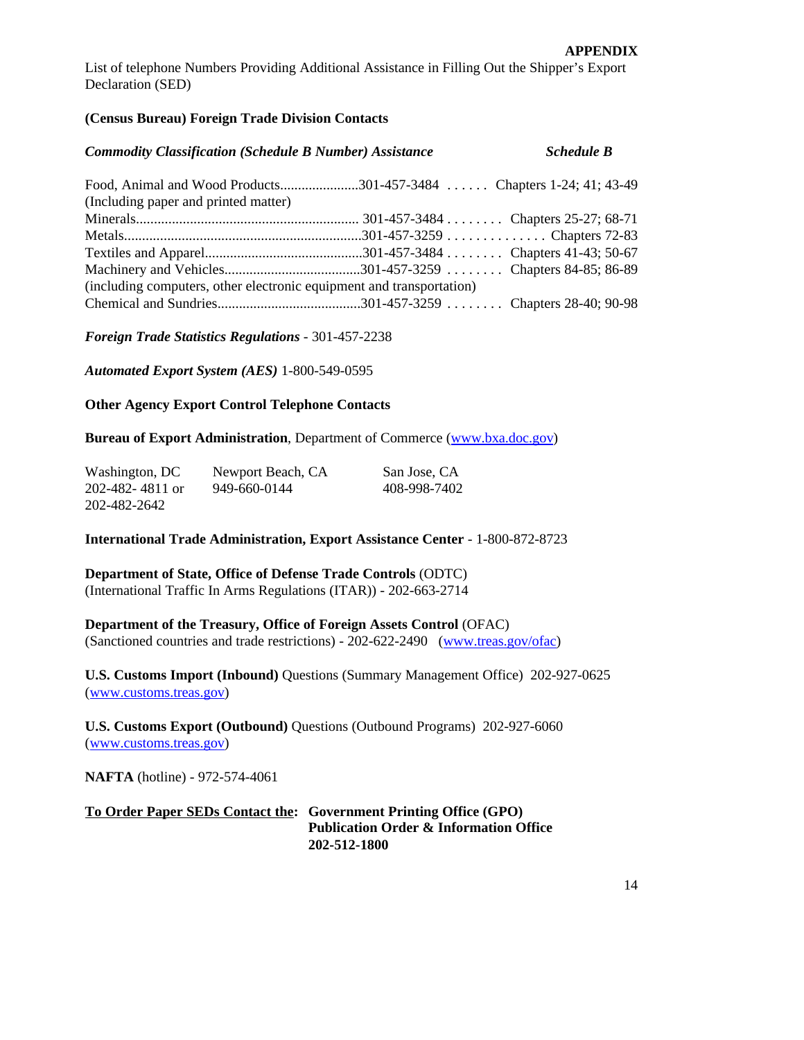**APPENDIX**

List of telephone Numbers Providing Additional Assistance in Filling Out the Shipper's Export Declaration (SED)

**(Census Bureau) Foreign Trade Division Contacts**

| ***Commodity Classification (Schedule B Number) Assistance*** | | ***Schedule B*** |
|---|---|---|
| Food, Animal and Wood Products (Including paper and printed matter) | 301-457-3484 | Chapters 1-24; 41; 43-49 |
| Minerals | 301-457-3484 | Chapters 25-27; 68-71 |
| Metals | 301-457-3259 | Chapters 72-83 |
| Textiles and Apparel | 301-457-3484 | Chapters 41-43; 50-67 |
| Machinery and Vehicles (including computers, other electronic equipment and transportation) | 301-457-3259 | Chapters 84-85; 86-89 |
| Chemical and Sundries | 301-457-3259 | Chapters 28-40; 90-98 |

***Foreign Trade Statistics Regulations*** - 301-457-2238

***Automated Export System (AES)*** 1-800-549-0595

**Other Agency Export Control Telephone Contacts**

**Bureau of Export Administration**, Department of Commerce (www.bxa.doc.gov)

| Washington, DC | Newport Beach, CA | San Jose, CA |
|---|---|---|
| 202-482- 4811 or 202-482-2642 | 949-660-0144 | 408-998-7402 |

**International Trade Administration, Export Assistance Center** - 1-800-872-8723

**Department of State, Office of Defense Trade Controls** (ODTC)
(International Traffic In Arms Regulations (ITAR)) - 202-663-2714

**Department of the Treasury, Office of Foreign Assets Control** (OFAC)
(Sanctioned countries and trade restrictions) - 202-622-2490 (www.treas.gov/ofac)

**U.S. Customs Import (Inbound)** Questions (Summary Management Office) 202-927-0625
(www.customs.treas.gov)

**U.S. Customs Export (Outbound)** Questions (Outbound Programs) 202-927-6060
(www.customs.treas.gov)

**NAFTA** (hotline) - 972-574-4061

**To Order Paper SEDs Contact the:** **Government Printing Office (GPO)**
**Publication Order & Information Office**
**202-512-1800**